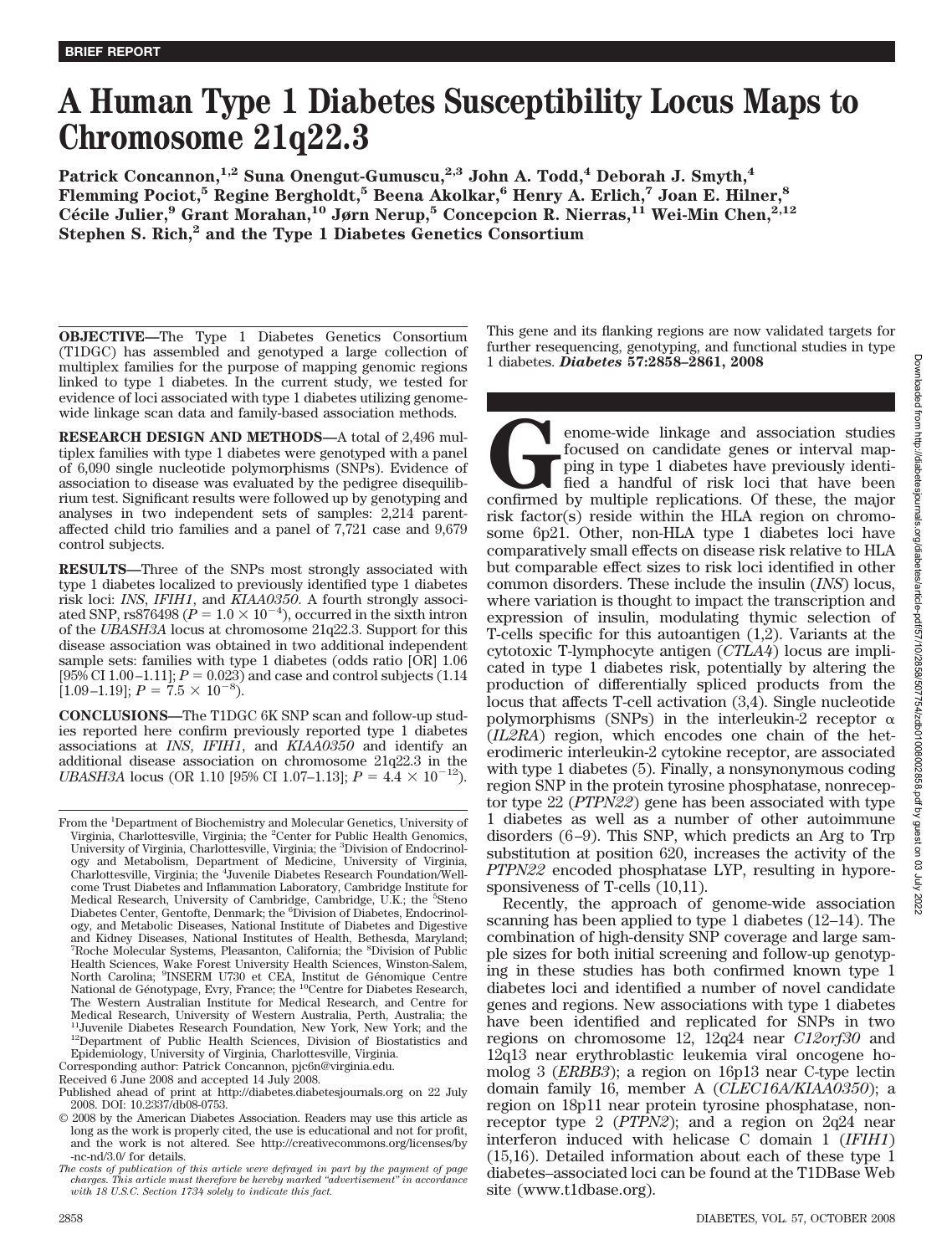BRIEF REPORT

# A Human Type 1 Diabetes Susceptibility Locus Maps to Chromosome 21q22.3

**Patrick Concannon,[1,2] Suna Onengut-Gumuscu,[2,3] John A. Todd,[4] Deborah J. Smyth,[4] Flemming Pociot,[5] Regine Bergholdt,[5] Beena Akolkar,[6] Henry A. Erlich,[7] Joan E. Hilner,[8] Cécile Julier,[9] Grant Morahan,[10] Jørn Nerup,[5] Concepcion R. Nierras,[11] Wei-Min Chen,[2,12] Stephen S. Rich,[2] and the Type 1 Diabetes Genetics Consortium**

**OBJECTIVE**—The Type 1 Diabetes Genetics Consortium (T1DGC) has assembled and genotyped a large collection of multiplex families for the purpose of mapping genomic regions linked to type 1 diabetes. In the current study, we tested for evidence of loci associated with type 1 diabetes utilizing genome-wide linkage scan data and family-based association methods.

**RESEARCH DESIGN AND METHODS**—A total of 2,496 multiplex families with type 1 diabetes were genotyped with a panel of 6,090 single nucleotide polymorphisms (SNPs). Evidence of association to disease was evaluated by the pedigree disequilibrium test. Significant results were followed up by genotyping and analyses in two independent sets of samples: 2,214 parent-affected child trio families and a panel of 7,721 case and 9,679 control subjects.

**RESULTS**—Three of the SNPs most strongly associated with type 1 diabetes localized to previously identified type 1 diabetes risk loci: *INS*, *IFIH1*, and *KIAA0350*. A fourth strongly associated SNP, rs876498 ($P = 1.0 \times 10^{-4}$), occurred in the sixth intron of the *UBASH3A* locus at chromosome 21q22.3. Support for this disease association was obtained in two additional independent sample sets: families with type 1 diabetes (odds ratio [OR] 1.06 [95% CI 1.00–1.11]; $P = 0.023$) and case and control subjects (1.14 [1.09–1.19]; $P = 7.5 \times 10^{-8}$).

**CONCLUSIONS**—The T1DGC 6K SNP scan and follow-up studies reported here confirm previously reported type 1 diabetes associations at *INS*, *IFIH1*, and *KIAA0350* and identify an additional disease association on chromosome 21q22.3 in the *UBASH3A* locus (OR 1.10 [95% CI 1.07–1.13]; $P = 4.4 \times 10^{-12}$). This gene and its flanking regions are now validated targets for further resequencing, genotyping, and functional studies in type 1 diabetes. ***Diabetes* 57:2858–2861, 2008**

From the [1]Department of Biochemistry and Molecular Genetics, University of Virginia, Charlottesville, Virginia; the [2]Center for Public Health Genomics, University of Virginia, Charlottesville, Virginia; the [3]Division of Endocrinology and Metabolism, Department of Medicine, University of Virginia, Charlottesville, Virginia; the [4]Juvenile Diabetes Research Foundation/Wellcome Trust Diabetes and Inflammation Laboratory, Cambridge Institute for Medical Research, University of Cambridge, Cambridge, U.K.; the [5]Steno Diabetes Center, Gentofte, Denmark; the [6]Division of Diabetes, Endocrinology, and Metabolic Diseases, National Institute of Diabetes and Digestive and Kidney Diseases, National Institutes of Health, Bethesda, Maryland; [7]Roche Molecular Systems, Pleasanton, California; the [8]Division of Public Health Sciences, Wake Forest University Health Sciences, Winston-Salem, North Carolina; [9]INSERM U730 et CEA, Institut de Génomique Centre National de Génotypage, Evry, France; the [10]Centre for Diabetes Research, The Western Australian Institute for Medical Research, and Centre for Medical Research, University of Western Australia, Perth, Australia; the [11]Juvenile Diabetes Research Foundation, New York, New York; and the [12]Department of Public Health Sciences, Division of Biostatistics and Epidemiology, University of Virginia, Charlottesville, Virginia.

Corresponding author: Patrick Concannon, pjc6n@virginia.edu.

Received 6 June 2008 and accepted 14 July 2008.

Published ahead of print at http://diabetes.diabetesjournals.org on 22 July 2008. DOI: 10.2337/db08-0753.

© 2008 by the American Diabetes Association. Readers may use this article as long as the work is properly cited, the use is educational and not for profit, and the work is not altered. See http://creativecommons.org/licenses/by-nc-nd/3.0/ for details.

*The costs of publication of this article were defrayed in part by the payment of page charges. This article must therefore be hereby marked "advertisement" in accordance with 18 U.S.C. Section 1734 solely to indicate this fact.*

Genome-wide linkage and association studies focused on candidate genes or interval mapping in type 1 diabetes have previously identified a handful of risk loci that have been confirmed by multiple replications. Of these, the major risk factor(s) reside within the HLA region on chromosome 6p21. Other, non-HLA type 1 diabetes loci have comparatively small effects on disease risk relative to HLA but comparable effect sizes to risk loci identified in other common disorders. These include the insulin (*INS*) locus, where variation is thought to impact the transcription and expression of insulin, modulating thymic selection of T-cells specific for this autoantigen (1,2). Variants at the cytotoxic T-lymphocyte antigen (*CTLA4*) locus are implicated in type 1 diabetes risk, potentially by altering the production of differentially spliced products from the locus that affects T-cell activation (3,4). Single nucleotide polymorphisms (SNPs) in the interleukin-2 receptor α (*IL2RA*) region, which encodes one chain of the heterodimeric interleukin-2 cytokine receptor, are associated with type 1 diabetes (5). Finally, a nonsynonymous coding region SNP in the protein tyrosine phosphatase, nonreceptor type 22 (*PTPN22*) gene has been associated with type 1 diabetes as well as a number of other autoimmune disorders (6–9). This SNP, which predicts an Arg to Trp substitution at position 620, increases the activity of the *PTPN22* encoded phosphatase LYP, resulting in hyporesponsiveness of T-cells (10,11).

Recently, the approach of genome-wide association scanning has been applied to type 1 diabetes (12–14). The combination of high-density SNP coverage and large sample sizes for both initial screening and follow-up genotyping in these studies has both confirmed known type 1 diabetes loci and identified a number of novel candidate genes and regions. New associations with type 1 diabetes have been identified and replicated for SNPs in two regions on chromosome 12, 12q24 near *C12orf30* and 12q13 near erythroblastic leukemia viral oncogene homolog 3 (*ERBB3*); a region on 16p13 near C-type lectin domain family 16, member A (*CLEC16A/KIAA0350*); a region on 18p11 near protein tyrosine phosphatase, nonreceptor type 2 (*PTPN2*); and a region on 2q24 near interferon induced with helicase C domain 1 (*IFIH1*) (15,16). Detailed information about each of these type 1 diabetes–associated loci can be found at the T1DBase Web site (www.t1dbase.org).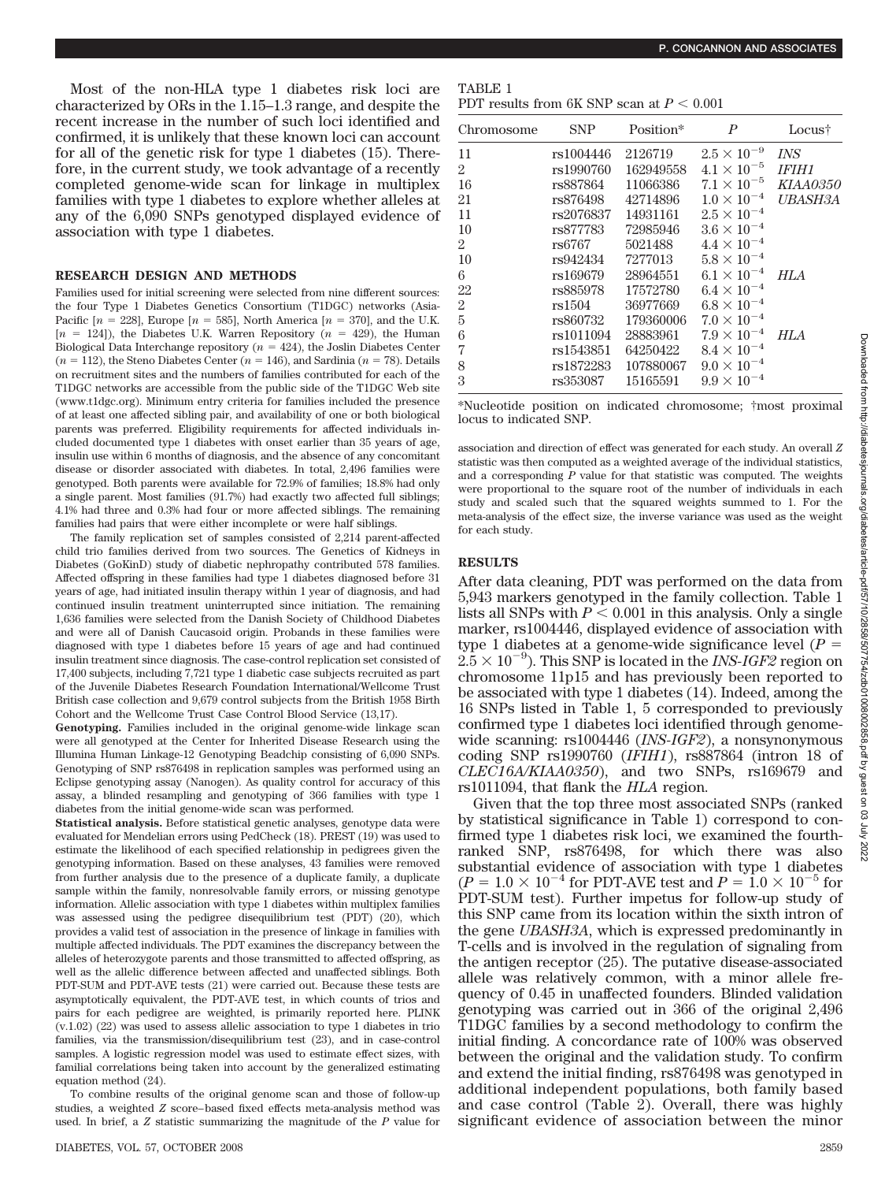Most of the non-HLA type 1 diabetes risk loci are characterized by ORs in the 1.15–1.3 range, and despite the recent increase in the number of such loci identified and confirmed, it is unlikely that these known loci can account for all of the genetic risk for type 1 diabetes (15). Therefore, in the current study, we took advantage of a recently completed genome-wide scan for linkage in multiplex families with type 1 diabetes to explore whether alleles at any of the 6,090 SNPs genotyped displayed evidence of association with type 1 diabetes.

## RESEARCH DESIGN AND METHODS

Families used for initial screening were selected from nine different sources: the four Type 1 Diabetes Genetics Consortium (T1DGC) networks (Asia-Pacific [$n$ = 228], Europe [$n$ = 585], North America [$n$ = 370], and the U.K. [$n$ = 124]), the Diabetes U.K. Warren Repository ($n$ = 429), the Human Biological Data Interchange repository ($n$ = 424), the Joslin Diabetes Center ($n$ = 112), the Steno Diabetes Center ($n$ = 146), and Sardinia ($n$ = 78). Details on recruitment sites and the numbers of families contributed for each of the T1DGC networks are accessible from the public side of the T1DGC Web site (www.t1dgc.org). Minimum entry criteria for families included the presence of at least one affected sibling pair, and availability of one or both biological parents was preferred. Eligibility requirements for affected individuals included documented type 1 diabetes with onset earlier than 35 years of age, insulin use within 6 months of diagnosis, and the absence of any concomitant disease or disorder associated with diabetes. In total, 2,496 families were genotyped. Both parents were available for 72.9% of families; 18.8% had only a single parent. Most families (91.7%) had exactly two affected full siblings; 4.1% had three and 0.3% had four or more affected siblings. The remaining families had pairs that were either incomplete or were half siblings.

The family replication set of samples consisted of 2,214 parent-affected child trio families derived from two sources. The Genetics of Kidneys in Diabetes (GoKinD) study of diabetic nephropathy contributed 578 families. Affected offspring in these families had type 1 diabetes diagnosed before 31 years of age, had initiated insulin therapy within 1 year of diagnosis, and had continued insulin treatment uninterrupted since initiation. The remaining 1,636 families were selected from the Danish Society of Childhood Diabetes and were all of Danish Caucasoid origin. Probands in these families were diagnosed with type 1 diabetes before 15 years of age and had continued insulin treatment since diagnosis. The case-control replication set consisted of 17,400 subjects, including 7,721 type 1 diabetic case subjects recruited as part of the Juvenile Diabetes Research Foundation International/Wellcome Trust British case collection and 9,679 control subjects from the British 1958 Birth Cohort and the Wellcome Trust Case Control Blood Service (13,17).

**Genotyping.** Families included in the original genome-wide linkage scan were all genotyped at the Center for Inherited Disease Research using the Illumina Human Linkage-12 Genotyping Beadchip consisting of 6,090 SNPs. Genotyping of SNP rs876498 in replication samples was performed using an Eclipse genotyping assay (Nanogen). As quality control for accuracy of this assay, a blinded resampling and genotyping of 366 families with type 1 diabetes from the initial genome-wide scan was performed.

**Statistical analysis.** Before statistical genetic analyses, genotype data were evaluated for Mendelian errors using PedCheck (18). PREST (19) was used to estimate the likelihood of each specified relationship in pedigrees given the genotyping information. Based on these analyses, 43 families were removed from further analysis due to the presence of a duplicate family, a duplicate sample within the family, nonresolvable family errors, or missing genotype information. Allelic association with type 1 diabetes within multiplex families was assessed using the pedigree disequilibrium test (PDT) (20), which provides a valid test of association in the presence of linkage in families with multiple affected individuals. The PDT examines the discrepancy between the alleles of heterozygote parents and those transmitted to affected offspring, as well as the allelic difference between affected and unaffected siblings. Both PDT-SUM and PDT-AVE tests (21) were carried out. Because these tests are asymptotically equivalent, the PDT-AVE test, in which counts of trios and pairs for each pedigree are weighted, is primarily reported here. PLINK (v.1.02) (22) was used to assess allelic association to type 1 diabetes in trio families, via the transmission/disequilibrium test (23), and in case-control samples. A logistic regression model was used to estimate effect sizes, with familial correlations being taken into account by the generalized estimating equation method (24).

To combine results of the original genome scan and those of follow-up studies, a weighted $Z$ score–based fixed effects meta-analysis method was used. In brief, a $Z$ statistic summarizing the magnitude of the $P$ value for association and direction of effect was generated for each study. An overall $Z$ statistic was then computed as a weighted average of the individual statistics, and a corresponding $P$ value for that statistic was computed. The weights were proportional to the square root of the number of individuals in each study and scaled such that the squared weights summed to 1. For the meta-analysis of the effect size, the inverse variance was used as the weight for each study.

TABLE 1
PDT results from 6K SNP scan at $P < 0.001$

| Chromosome | SNP | Position* | $P$ | Locus† |
|---|---|---|---|---|
| 11 | rs1004446 | 2126719 | $2.5 \times 10^{-9}$ | *INS* |
| 2 | rs1990760 | 162949558 | $4.1 \times 10^{-5}$ | *IFIH1* |
| 16 | rs887864 | 11066386 | $7.1 \times 10^{-5}$ | *KIAA0350* |
| 21 | rs876498 | 42714896 | $1.0 \times 10^{-4}$ | *UBASH3A* |
| 11 | rs2076837 | 14931161 | $2.5 \times 10^{-4}$ | |
| 10 | rs877783 | 72985946 | $3.6 \times 10^{-4}$ | |
| 2 | rs6767 | 5021488 | $4.4 \times 10^{-4}$ | |
| 10 | rs942434 | 7277013 | $5.8 \times 10^{-4}$ | |
| 6 | rs169679 | 28964551 | $6.1 \times 10^{-4}$ | *HLA* |
| 22 | rs885978 | 17572780 | $6.4 \times 10^{-4}$ | |
| 2 | rs1504 | 36977669 | $6.8 \times 10^{-4}$ | |
| 5 | rs860732 | 179360006 | $7.0 \times 10^{-4}$ | |
| 6 | rs1011094 | 28883961 | $7.9 \times 10^{-4}$ | *HLA* |
| 7 | rs1543851 | 64250422 | $8.4 \times 10^{-4}$ | |
| 8 | rs1872283 | 107880067 | $9.0 \times 10^{-4}$ | |
| 3 | rs353087 | 15165591 | $9.9 \times 10^{-4}$ | |

*Nucleotide position on indicated chromosome; †most proximal locus to indicated SNP.

## RESULTS

After data cleaning, PDT was performed on the data from 5,943 markers genotyped in the family collection. Table 1 lists all SNPs with $P < 0.001$ in this analysis. Only a single marker, rs1004446, displayed evidence of association with type 1 diabetes at a genome-wide significance level ($P = 2.5 \times 10^{-9}$). This SNP is located in the *INS-IGF2* region on chromosome 11p15 and has previously been reported to be associated with type 1 diabetes (14). Indeed, among the 16 SNPs listed in Table 1, 5 corresponded to previously confirmed type 1 diabetes loci identified through genome-wide scanning: rs1004446 (*INS-IGF2*), a nonsynonymous coding SNP rs1990760 (*IFIH1*), rs887864 (intron 18 of *CLEC16A/KIAA0350*), and two SNPs, rs169679 and rs1011094, that flank the *HLA* region.

Given that the top three most associated SNPs (ranked by statistical significance in Table 1) correspond to confirmed type 1 diabetes risk loci, we examined the fourth-ranked SNP, rs876498, for which there was also substantial evidence of association with type 1 diabetes ($P = 1.0 \times 10^{-4}$ for PDT-AVE test and $P = 1.0 \times 10^{-5}$ for PDT-SUM test). Further impetus for follow-up study of this SNP came from its location within the sixth intron of the gene *UBASH3A*, which is expressed predominantly in T-cells and is involved in the regulation of signaling from the antigen receptor (25). The putative disease-associated allele was relatively common, with a minor allele frequency of 0.45 in unaffected founders. Blinded validation genotyping was carried out in 366 of the original 2,496 T1DGC families by a second methodology to confirm the initial finding. A concordance rate of 100% was observed between the original and the validation study. To confirm and extend the initial finding, rs876498 was genotyped in additional independent populations, both family based and case control (Table 2). Overall, there was highly significant evidence of association between the minor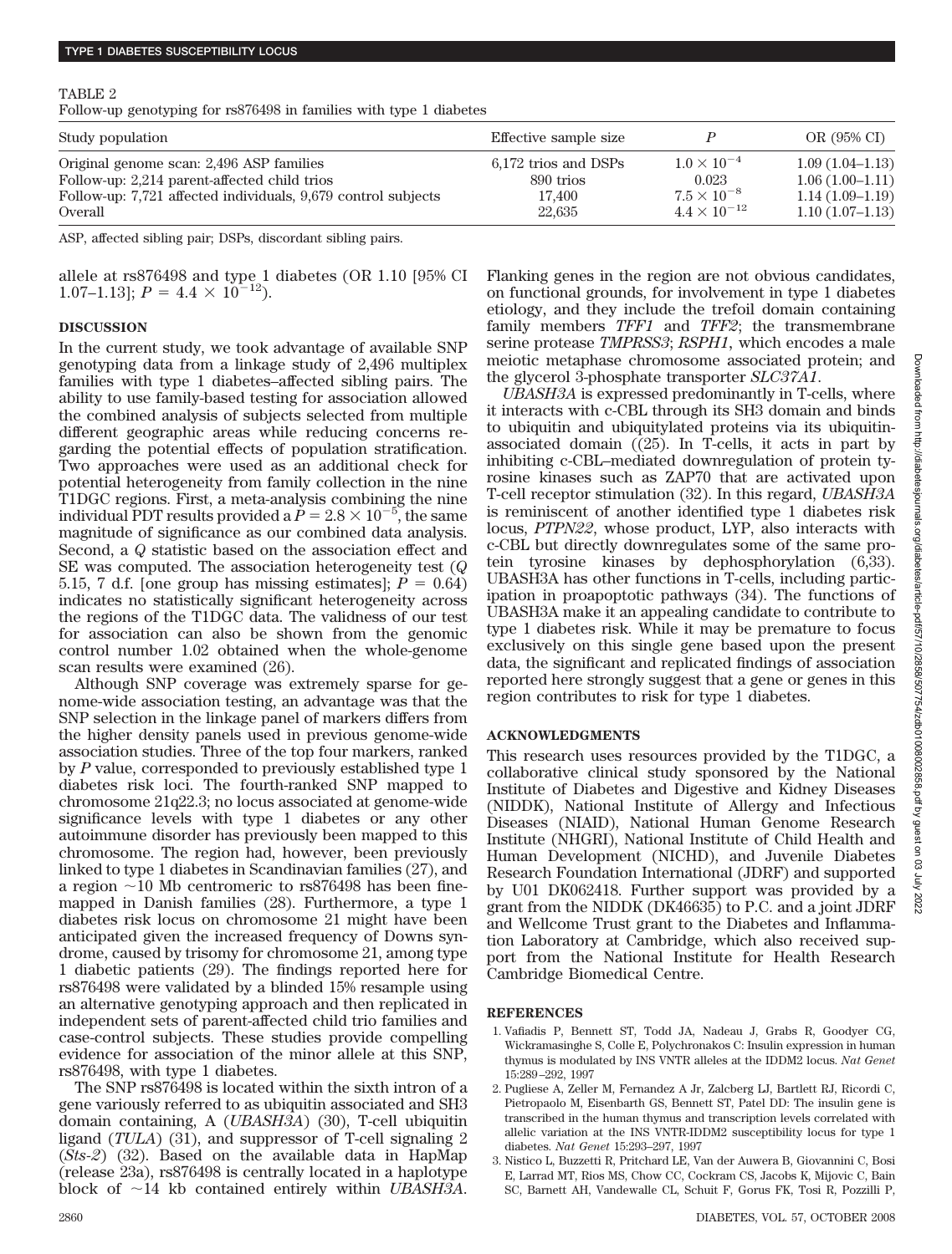TABLE 2

Follow-up genotyping for rs876498 in families with type 1 diabetes

| Study population | Effective sample size | $P$ | OR (95% CI) |
|---|---|---|---|
| Original genome scan: 2,496 ASP families | 6,172 trios and DSPs | $1.0 \times 10^{-4}$ | 1.09 (1.04–1.13) |
| Follow-up: 2,214 parent-affected child trios | 890 trios | 0.023 | 1.06 (1.00–1.11) |
| Follow-up: 7,721 affected individuals, 9,679 control subjects | 17,400 | $7.5 \times 10^{-8}$ | 1.14 (1.09–1.19) |
| Overall | 22,635 | $4.4 \times 10^{-12}$ | 1.10 (1.07–1.13) |

ASP, affected sibling pair; DSPs, discordant sibling pairs.

allele at rs876498 and type 1 diabetes (OR 1.10 [95% CI 1.07–1.13]; $P = 4.4 \times 10^{-12}$).

## DISCUSSION

In the current study, we took advantage of available SNP genotyping data from a linkage study of 2,496 multiplex families with type 1 diabetes–affected sibling pairs. The ability to use family-based testing for association allowed the combined analysis of subjects selected from multiple different geographic areas while reducing concerns regarding the potential effects of population stratification. Two approaches were used as an additional check for potential heterogeneity from family collection in the nine T1DGC regions. First, a meta-analysis combining the nine individual PDT results provided a $P = 2.8 \times 10^{-5}$, the same magnitude of significance as our combined data analysis. Second, a $Q$ statistic based on the association effect and SE was computed. The association heterogeneity test ($Q$ 5.15, 7 d.f. [one group has missing estimates]; $P = 0.64$) indicates no statistically significant heterogeneity across the regions of the T1DGC data. The validness of our test for association can also be shown from the genomic control number 1.02 obtained when the whole-genome scan results were examined (26).

Although SNP coverage was extremely sparse for genome-wide association testing, an advantage was that the SNP selection in the linkage panel of markers differs from the higher density panels used in previous genome-wide association studies. Three of the top four markers, ranked by $P$ value, corresponded to previously established type 1 diabetes risk loci. The fourth-ranked SNP mapped to chromosome 21q22.3; no locus associated at genome-wide significance levels with type 1 diabetes or any other autoimmune disorder has previously been mapped to this chromosome. The region had, however, been previously linked to type 1 diabetes in Scandinavian families (27), and a region ~10 Mb centromeric to rs876498 has been fine-mapped in Danish families (28). Furthermore, a type 1 diabetes risk locus on chromosome 21 might have been anticipated given the increased frequency of Downs syndrome, caused by trisomy for chromosome 21, among type 1 diabetic patients (29). The findings reported here for rs876498 were validated by a blinded 15% resample using an alternative genotyping approach and then replicated in independent sets of parent-affected child trio families and case-control subjects. These studies provide compelling evidence for association of the minor allele at this SNP, rs876498, with type 1 diabetes.

The SNP rs876498 is located within the sixth intron of a gene variously referred to as ubiquitin associated and SH3 domain containing, A (*UBASH3A*) (30), T-cell ubiquitin ligand (*TULA*) (31), and suppressor of T-cell signaling 2 (*Sts-2*) (32). Based on the available data in HapMap (release 23a), rs876498 is centrally located in a haplotype block of ~14 kb contained entirely within *UBASH3A*. Flanking genes in the region are not obvious candidates, on functional grounds, for involvement in type 1 diabetes etiology, and they include the trefoil domain containing family members *TFF1* and *TFF2*; the transmembrane serine protease *TMPRSS3*; *RSPH1*, which encodes a male meiotic metaphase chromosome associated protein; and the glycerol 3-phosphate transporter *SLC37A1*.

*UBASH3A* is expressed predominantly in T-cells, where it interacts with c-CBL through its SH3 domain and binds to ubiquitin and ubiquitylated proteins via its ubiquitin-associated domain ((25). In T-cells, it acts in part by inhibiting c-CBL–mediated downregulation of protein tyrosine kinases such as ZAP70 that are activated upon T-cell receptor stimulation (32). In this regard, *UBASH3A* is reminiscent of another identified type 1 diabetes risk locus, *PTPN22*, whose product, LYP, also interacts with c-CBL but directly downregulates some of the same protein tyrosine kinases by dephosphorylation (6,33). UBASH3A has other functions in T-cells, including participation in proapoptotic pathways (34). The functions of UBASH3A make it an appealing candidate to contribute to type 1 diabetes risk. While it may be premature to focus exclusively on this single gene based upon the present data, the significant and replicated findings of association reported here strongly suggest that a gene or genes in this region contributes to risk for type 1 diabetes.

## ACKNOWLEDGMENTS

This research uses resources provided by the T1DGC, a collaborative clinical study sponsored by the National Institute of Diabetes and Digestive and Kidney Diseases (NIDDK), National Institute of Allergy and Infectious Diseases (NIAID), National Human Genome Research Institute (NHGRI), National Institute of Child Health and Human Development (NICHD), and Juvenile Diabetes Research Foundation International (JDRF) and supported by U01 DK062418. Further support was provided by a grant from the NIDDK (DK46635) to P.C. and a joint JDRF and Wellcome Trust grant to the Diabetes and Inflammation Laboratory at Cambridge, which also received support from the National Institute for Health Research Cambridge Biomedical Centre.

## REFERENCES

1. Vafiadis P, Bennett ST, Todd JA, Nadeau J, Grabs R, Goodyer CG, Wickramasinghe S, Colle E, Polychronakos C: Insulin expression in human thymus is modulated by INS VNTR alleles at the IDDM2 locus. *Nat Genet* 15:289–292, 1997
2. Pugliese A, Zeller M, Fernandez A Jr, Zalcberg LJ, Bartlett RJ, Ricordi C, Pietropaolo M, Eisenbarth GS, Bennett ST, Patel DD: The insulin gene is transcribed in the human thymus and transcription levels correlated with allelic variation at the INS VNTR-IDDM2 susceptibility locus for type 1 diabetes. *Nat Genet* 15:293–297, 1997
3. Nistico L, Buzzetti R, Pritchard LE, Van der Auwera B, Giovannini C, Bosi E, Larrad MT, Rios MS, Chow CC, Cockram CS, Jacobs K, Mijovic C, Bain SC, Barnett AH, Vandewalle CL, Schuit F, Gorus FK, Tosi R, Pozzilli P,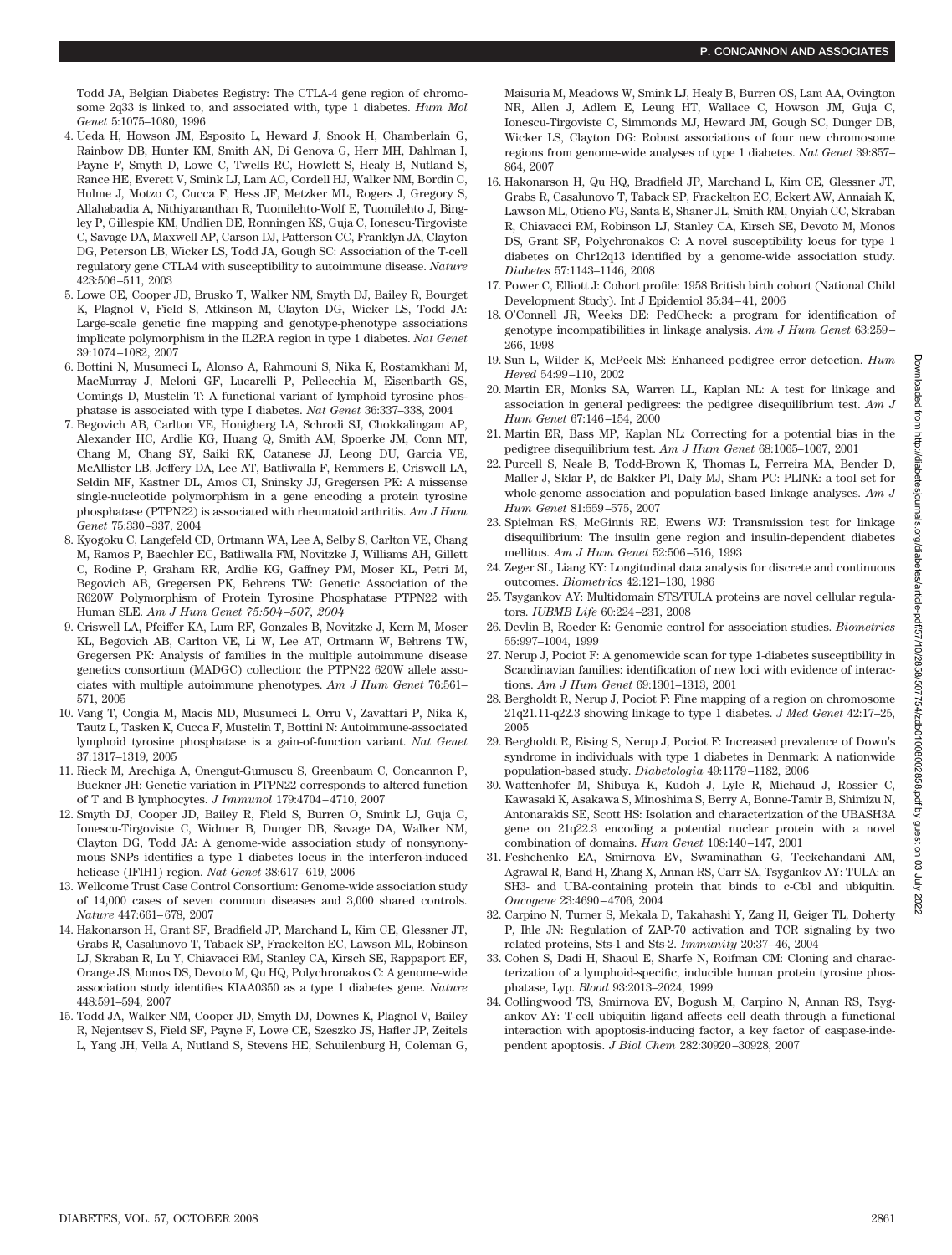Todd JA, Belgian Diabetes Registry: The CTLA-4 gene region of chromosome 2q33 is linked to, and associated with, type 1 diabetes. *Hum Mol Genet* 5:1075–1080, 1996

4. Ueda H, Howson JM, Esposito L, Heward J, Snook H, Chamberlain G, Rainbow DB, Hunter KM, Smith AN, Di Genova G, Herr MH, Dahlman I, Payne F, Smyth D, Lowe C, Twells RC, Howlett S, Healy B, Nutland S, Rance HE, Everett V, Smink LJ, Lam AC, Cordell HJ, Walker NM, Bordin C, Hulme J, Motzo C, Cucca F, Hess JF, Metzker ML, Rogers J, Gregory S, Allahabadia A, Nithiyananthan R, Tuomilehto-Wolf E, Tuomilehto J, Bingley P, Gillespie KM, Undlien DE, Ronningen KS, Guja C, Ionescu-Tirgoviste C, Savage DA, Maxwell AP, Carson DJ, Patterson CC, Franklyn JA, Clayton DG, Peterson LB, Wicker LS, Todd JA, Gough SC: Association of the T-cell regulatory gene CTLA4 with susceptibility to autoimmune disease. *Nature* 423:506–511, 2003
5. Lowe CE, Cooper JD, Brusko T, Walker NM, Smyth DJ, Bailey R, Bourget K, Plagnol V, Field S, Atkinson M, Clayton DG, Wicker LS, Todd JA: Large-scale genetic fine mapping and genotype-phenotype associations implicate polymorphism in the IL2RA region in type 1 diabetes. *Nat Genet* 39:1074–1082, 2007
6. Bottini N, Musumeci L, Alonso A, Rahmouni S, Nika K, Rostamkhani M, MacMurray J, Meloni GF, Lucarelli P, Pellecchia M, Eisenbarth GS, Comings D, Mustelin T: A functional variant of lymphoid tyrosine phosphatase is associated with type I diabetes. *Nat Genet* 36:337–338, 2004
7. Begovich AB, Carlton VE, Honigberg LA, Schrodi SJ, Chokkalingam AP, Alexander HC, Ardlie KG, Huang Q, Smith AM, Spoerke JM, Conn MT, Chang M, Chang SY, Saiki RK, Catanese JJ, Leong DU, Garcia VE, McAllister LB, Jeffery DA, Lee AT, Batliwalla F, Remmers E, Criswell LA, Seldin MF, Kastner DL, Amos CI, Sninsky JJ, Gregersen PK: A missense single-nucleotide polymorphism in a gene encoding a protein tyrosine phosphatase (PTPN22) is associated with rheumatoid arthritis. *Am J Hum Genet* 75:330–337, 2004
8. Kyogoku C, Langefeld CD, Ortmann WA, Lee A, Selby S, Carlton VE, Chang M, Ramos P, Baechler EC, Batliwalla FM, Novitzke J, Williams AH, Gillett C, Rodine P, Graham RR, Ardlie KG, Gaffney PM, Moser KL, Petri M, Begovich AB, Gregersen PK, Behrens TW: Genetic Association of the R620W Polymorphism of Protein Tyrosine Phosphatase PTPN22 with Human SLE. *Am J Hum Genet 75:504–507, 2004*
9. Criswell LA, Pfeiffer KA, Lum RF, Gonzales B, Novitzke J, Kern M, Moser KL, Begovich AB, Carlton VE, Li W, Lee AT, Ortmann W, Behrens TW, Gregersen PK: Analysis of families in the multiple autoimmune disease genetics consortium (MADGC) collection: the PTPN22 620W allele associates with multiple autoimmune phenotypes. *Am J Hum Genet* 76:561–571, 2005
10. Vang T, Congia M, Macis MD, Musumeci L, Orru V, Zavattari P, Nika K, Tautz L, Tasken K, Cucca F, Mustelin T, Bottini N: Autoimmune-associated lymphoid tyrosine phosphatase is a gain-of-function variant. *Nat Genet* 37:1317–1319, 2005
11. Rieck M, Arechiga A, Onengut-Gumuscu S, Greenbaum C, Concannon P, Buckner JH: Genetic variation in PTPN22 corresponds to altered function of T and B lymphocytes. *J Immunol* 179:4704–4710, 2007
12. Smyth DJ, Cooper JD, Bailey R, Field S, Burren O, Smink LJ, Guja C, Ionescu-Tirgoviste C, Widmer B, Dunger DB, Savage DA, Walker NM, Clayton DG, Todd JA: A genome-wide association study of nonsynonymous SNPs identifies a type 1 diabetes locus in the interferon-induced helicase (IFIH1) region. *Nat Genet* 38:617–619, 2006
13. Wellcome Trust Case Control Consortium: Genome-wide association study of 14,000 cases of seven common diseases and 3,000 shared controls. *Nature* 447:661–678, 2007
14. Hakonarson H, Grant SF, Bradfield JP, Marchand L, Kim CE, Glessner JT, Grabs R, Casalunovo T, Taback SP, Frackelton EC, Lawson ML, Robinson LJ, Skraban R, Lu Y, Chiavacci RM, Stanley CA, Kirsch SE, Rappaport EF, Orange JS, Monos DS, Devoto M, Qu HQ, Polychronakos C: A genome-wide association study identifies KIAA0350 as a type 1 diabetes gene. *Nature* 448:591–594, 2007
15. Todd JA, Walker NM, Cooper JD, Smyth DJ, Downes K, Plagnol V, Bailey R, Nejentsev S, Field SF, Payne F, Lowe CE, Szeszko JS, Hafler JP, Zeitels L, Yang JH, Vella A, Nutland S, Stevens HE, Schuilenburg H, Coleman G, Maisuria M, Meadows W, Smink LJ, Healy B, Burren OS, Lam AA, Ovington NR, Allen J, Adlem E, Leung HT, Wallace C, Howson JM, Guja C, Ionescu-Tirgoviste C, Simmonds MJ, Heward JM, Gough SC, Dunger DB, Wicker LS, Clayton DG: Robust associations of four new chromosome regions from genome-wide analyses of type 1 diabetes. *Nat Genet* 39:857–864, 2007
16. Hakonarson H, Qu HQ, Bradfield JP, Marchand L, Kim CE, Glessner JT, Grabs R, Casalunovo T, Taback SP, Frackelton EC, Eckert AW, Annaiah K, Lawson ML, Otieno FG, Santa E, Shaner JL, Smith RM, Onyiah CC, Skraban R, Chiavacci RM, Robinson LJ, Stanley CA, Kirsch SE, Devoto M, Monos DS, Grant SF, Polychronakos C: A novel susceptibility locus for type 1 diabetes on Chr12q13 identified by a genome-wide association study. *Diabetes* 57:1143–1146, 2008
17. Power C, Elliott J: Cohort profile: 1958 British birth cohort (National Child Development Study). Int J Epidemiol 35:34–41, 2006
18. O'Connell JR, Weeks DE: PedCheck: a program for identification of genotype incompatibilities in linkage analysis. *Am J Hum Genet* 63:259–266, 1998
19. Sun L, Wilder K, McPeek MS: Enhanced pedigree error detection. *Hum Hered* 54:99–110, 2002
20. Martin ER, Monks SA, Warren LL, Kaplan NL: A test for linkage and association in general pedigrees: the pedigree disequilibrium test. *Am J Hum Genet* 67:146–154, 2000
21. Martin ER, Bass MP, Kaplan NL: Correcting for a potential bias in the pedigree disequilibrium test. *Am J Hum Genet* 68:1065–1067, 2001
22. Purcell S, Neale B, Todd-Brown K, Thomas L, Ferreira MA, Bender D, Maller J, Sklar P, de Bakker PI, Daly MJ, Sham PC: PLINK: a tool set for whole-genome association and population-based linkage analyses. *Am J Hum Genet* 81:559–575, 2007
23. Spielman RS, McGinnis RE, Ewens WJ: Transmission test for linkage disequilibrium: The insulin gene region and insulin-dependent diabetes mellitus. *Am J Hum Genet* 52:506–516, 1993
24. Zeger SL, Liang KY: Longitudinal data analysis for discrete and continuous outcomes. *Biometrics* 42:121–130, 1986
25. Tsygankov AY: Multidomain STS/TULA proteins are novel cellular regulators. *IUBMB Life* 60:224–231, 2008
26. Devlin B, Roeder K: Genomic control for association studies. *Biometrics* 55:997–1004, 1999
27. Nerup J, Pociot F: A genomewide scan for type 1-diabetes susceptibility in Scandinavian families: identification of new loci with evidence of interactions. *Am J Hum Genet* 69:1301–1313, 2001
28. Bergholdt R, Nerup J, Pociot F: Fine mapping of a region on chromosome 21q21.11-q22.3 showing linkage to type 1 diabetes. *J Med Genet* 42:17–25, 2005
29. Bergholdt R, Eising S, Nerup J, Pociot F: Increased prevalence of Down's syndrome in individuals with type 1 diabetes in Denmark: A nationwide population-based study. *Diabetologia* 49:1179–1182, 2006
30. Wattenhofer M, Shibuya K, Kudoh J, Lyle R, Michaud J, Rossier C, Kawasaki K, Asakawa S, Minoshima S, Berry A, Bonne-Tamir B, Shimizu N, Antonarakis SE, Scott HS: Isolation and characterization of the UBASH3A gene on 21q22.3 encoding a potential nuclear protein with a novel combination of domains. *Hum Genet* 108:140–147, 2001
31. Feshchenko EA, Smirnova EV, Swaminathan G, Teckchandani AM, Agrawal R, Band H, Zhang X, Annan RS, Carr SA, Tsygankov AY: TULA: an SH3- and UBA-containing protein that binds to c-Cbl and ubiquitin. *Oncogene* 23:4690–4706, 2004
32. Carpino N, Turner S, Mekala D, Takahashi Y, Zang H, Geiger TL, Doherty P, Ihle JN: Regulation of ZAP-70 activation and TCR signaling by two related proteins, Sts-1 and Sts-2. *Immunity* 20:37–46, 2004
33. Cohen S, Dadi H, Shaoul E, Sharfe N, Roifman CM: Cloning and characterization of a lymphoid-specific, inducible human protein tyrosine phosphatase, Lyp. *Blood* 93:2013–2024, 1999
34. Collingwood TS, Smirnova EV, Bogush M, Carpino N, Annan RS, Tsygankov AY: T-cell ubiquitin ligand affects cell death through a functional interaction with apoptosis-inducing factor, a key factor of caspase-independent apoptosis. *J Biol Chem* 282:30920–30928, 2007